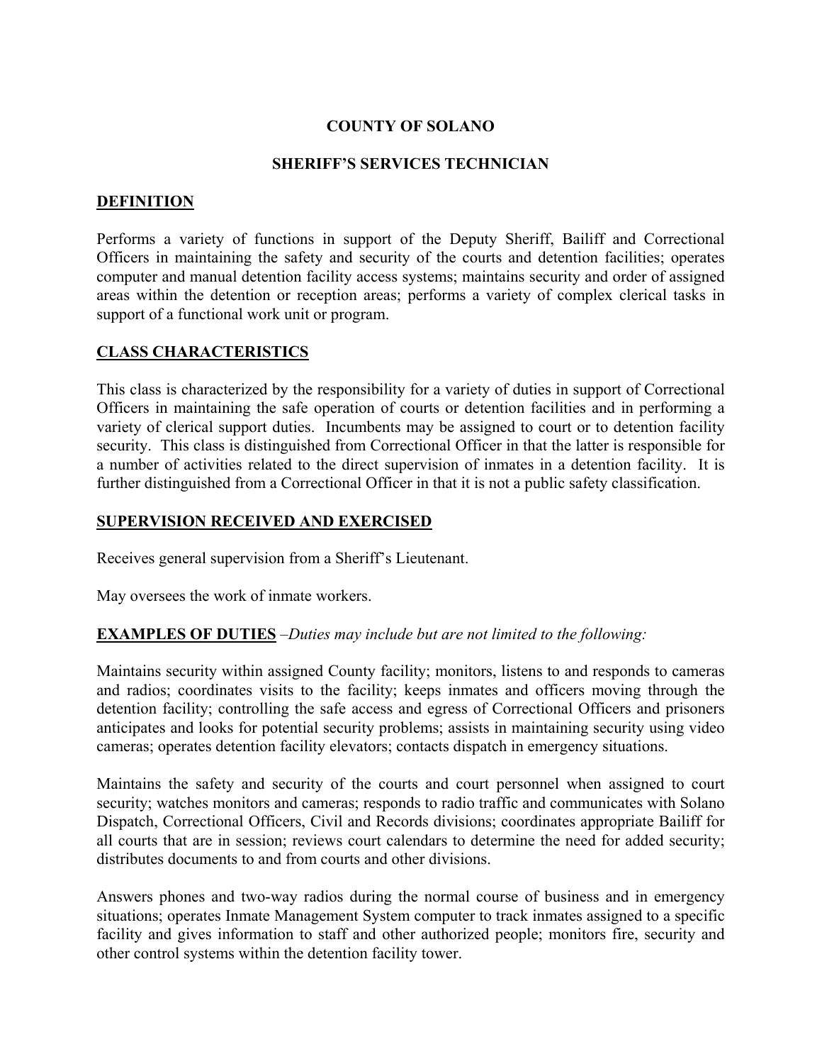# COUNTY OF SOLANO

## SHERIFF'S SERVICES TECHNICIAN

### DEFINITION

Performs a variety of functions in support of the Deputy Sheriff, Bailiff and Correctional Officers in maintaining the safety and security of the courts and detention facilities; operates computer and manual detention facility access systems; maintains security and order of assigned areas within the detention or reception areas; performs a variety of complex clerical tasks in support of a functional work unit or program.

### CLASS CHARACTERISTICS

This class is characterized by the responsibility for a variety of duties in support of Correctional Officers in maintaining the safe operation of courts or detention facilities and in performing a variety of clerical support duties. Incumbents may be assigned to court or to detention facility security. This class is distinguished from Correctional Officer in that the latter is responsible for a number of activities related to the direct supervision of inmates in a detention facility. It is further distinguished from a Correctional Officer in that it is not a public safety classification.

### SUPERVISION RECEIVED AND EXERCISED

Receives general supervision from a Sheriff's Lieutenant.

May oversees the work of inmate workers.

### EXAMPLES OF DUTIES –*Duties may include but are not limited to the following:*

Maintains security within assigned County facility; monitors, listens to and responds to cameras and radios; coordinates visits to the facility; keeps inmates and officers moving through the detention facility; controlling the safe access and egress of Correctional Officers and prisoners anticipates and looks for potential security problems; assists in maintaining security using video cameras; operates detention facility elevators; contacts dispatch in emergency situations.

Maintains the safety and security of the courts and court personnel when assigned to court security; watches monitors and cameras; responds to radio traffic and communicates with Solano Dispatch, Correctional Officers, Civil and Records divisions; coordinates appropriate Bailiff for all courts that are in session; reviews court calendars to determine the need for added security; distributes documents to and from courts and other divisions.

Answers phones and two-way radios during the normal course of business and in emergency situations; operates Inmate Management System computer to track inmates assigned to a specific facility and gives information to staff and other authorized people; monitors fire, security and other control systems within the detention facility tower.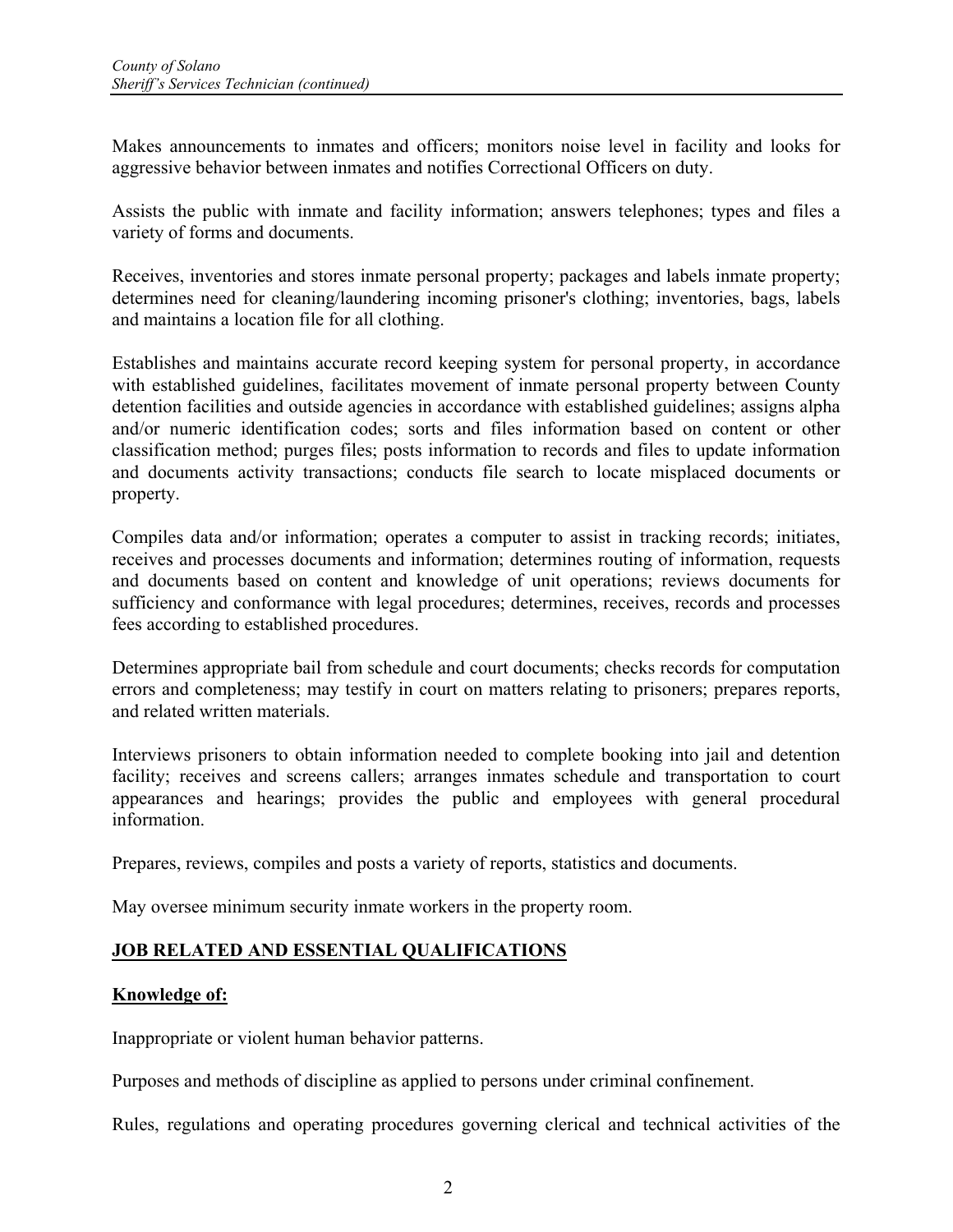Makes announcements to inmates and officers; monitors noise level in facility and looks for aggressive behavior between inmates and notifies Correctional Officers on duty.

Assists the public with inmate and facility information; answers telephones; types and files a variety of forms and documents.

Receives, inventories and stores inmate personal property; packages and labels inmate property; determines need for cleaning/laundering incoming prisoner's clothing; inventories, bags, labels and maintains a location file for all clothing.

Establishes and maintains accurate record keeping system for personal property, in accordance with established guidelines, facilitates movement of inmate personal property between County detention facilities and outside agencies in accordance with established guidelines; assigns alpha and/or numeric identification codes; sorts and files information based on content or other classification method; purges files; posts information to records and files to update information and documents activity transactions; conducts file search to locate misplaced documents or property.

Compiles data and/or information; operates a computer to assist in tracking records; initiates, receives and processes documents and information; determines routing of information, requests and documents based on content and knowledge of unit operations; reviews documents for sufficiency and conformance with legal procedures; determines, receives, records and processes fees according to established procedures.

Determines appropriate bail from schedule and court documents; checks records for computation errors and completeness; may testify in court on matters relating to prisoners; prepares reports, and related written materials.

Interviews prisoners to obtain information needed to complete booking into jail and detention facility; receives and screens callers; arranges inmates schedule and transportation to court appearances and hearings; provides the public and employees with general procedural information.

Prepares, reviews, compiles and posts a variety of reports, statistics and documents.

May oversee minimum security inmate workers in the property room.

## JOB RELATED AND ESSENTIAL QUALIFICATIONS

### Knowledge of:

Inappropriate or violent human behavior patterns.

Purposes and methods of discipline as applied to persons under criminal confinement.

Rules, regulations and operating procedures governing clerical and technical activities of the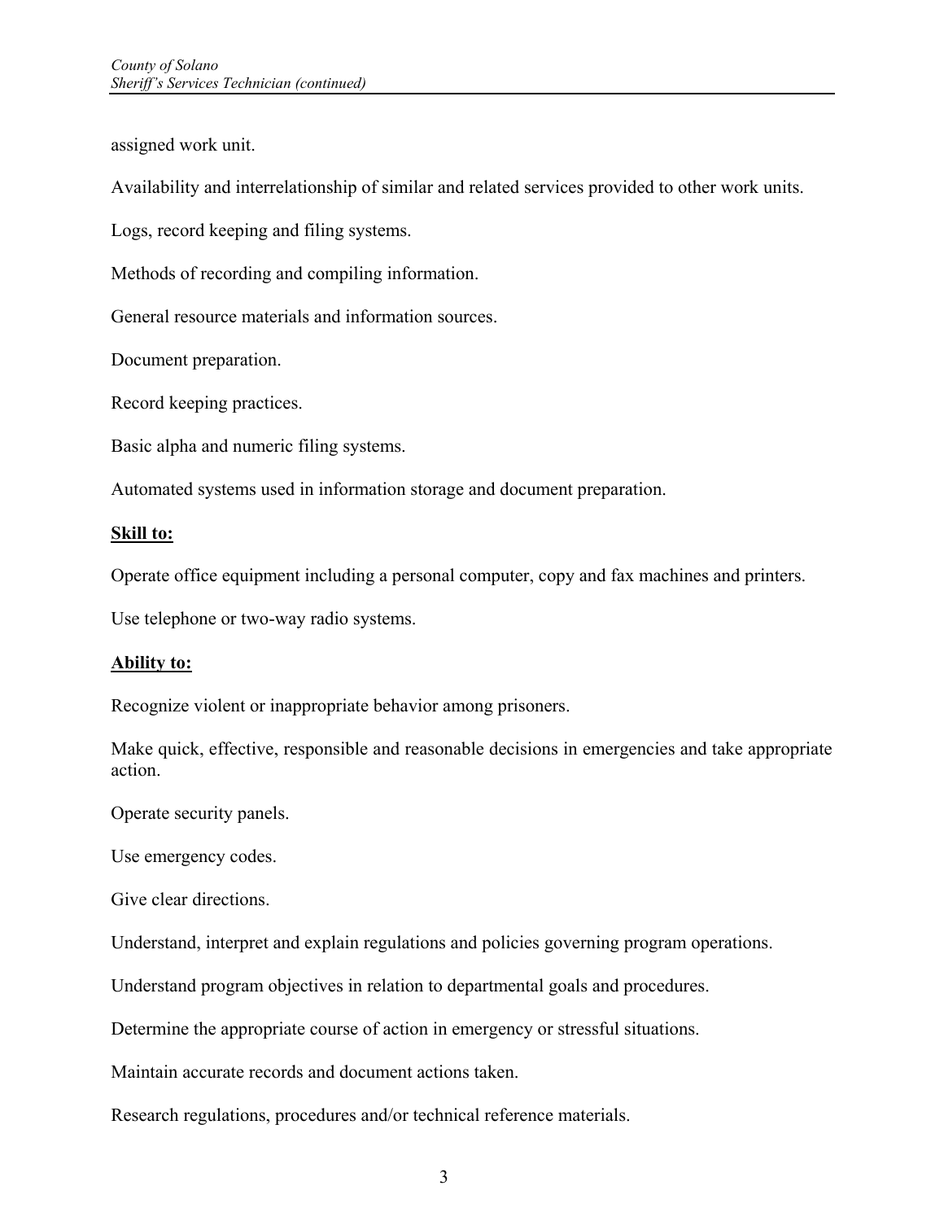assigned work unit.

Availability and interrelationship of similar and related services provided to other work units.

Logs, record keeping and filing systems.

Methods of recording and compiling information.

General resource materials and information sources.

Document preparation.

Record keeping practices.

Basic alpha and numeric filing systems.

Automated systems used in information storage and document preparation.

**Skill to:**

Operate office equipment including a personal computer, copy and fax machines and printers.

Use telephone or two-way radio systems.

**Ability to:**

Recognize violent or inappropriate behavior among prisoners.

Make quick, effective, responsible and reasonable decisions in emergencies and take appropriate action.

Operate security panels.

Use emergency codes.

Give clear directions.

Understand, interpret and explain regulations and policies governing program operations.

Understand program objectives in relation to departmental goals and procedures.

Determine the appropriate course of action in emergency or stressful situations.

Maintain accurate records and document actions taken.

Research regulations, procedures and/or technical reference materials.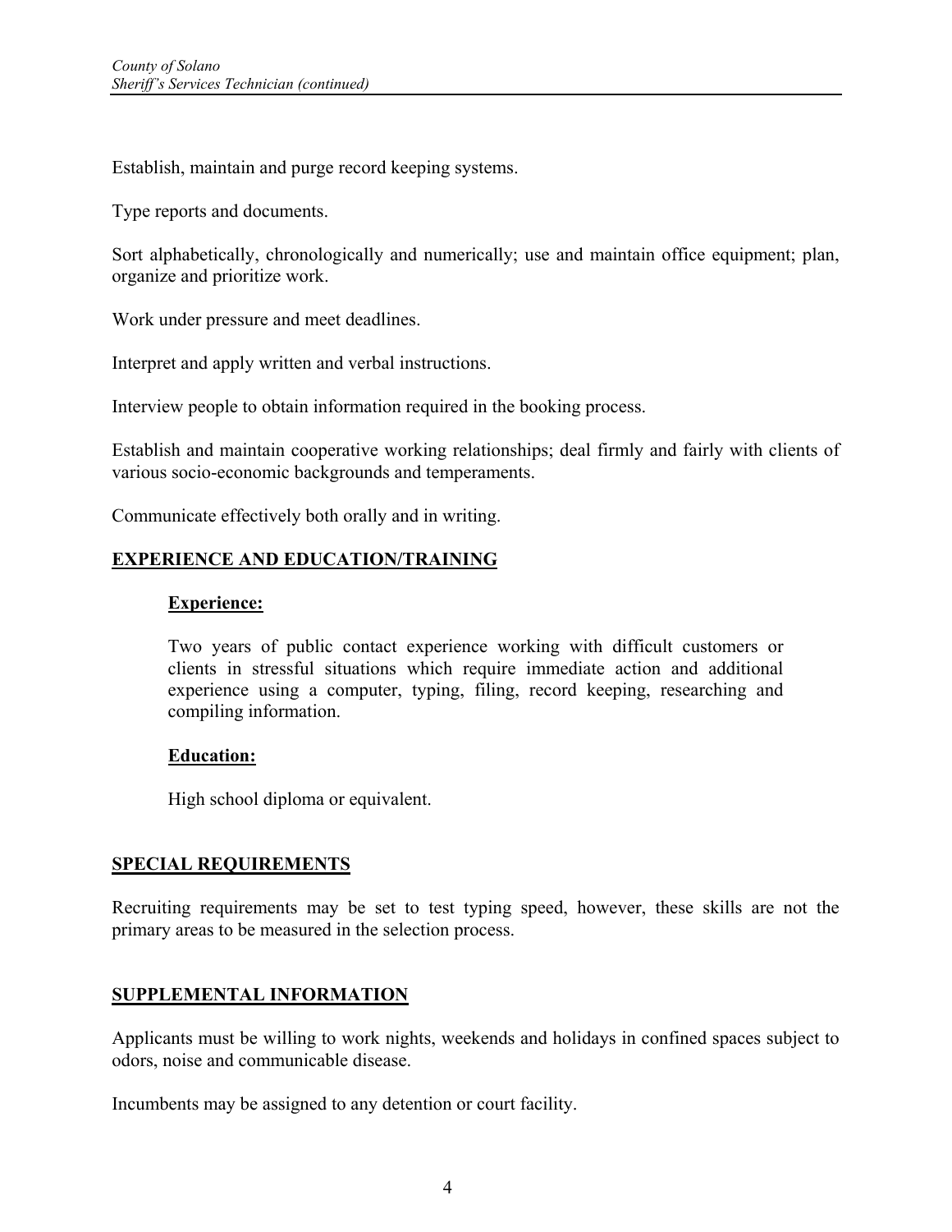Establish, maintain and purge record keeping systems.

Type reports and documents.

Sort alphabetically, chronologically and numerically; use and maintain office equipment; plan, organize and prioritize work.

Work under pressure and meet deadlines.

Interpret and apply written and verbal instructions.

Interview people to obtain information required in the booking process.

Establish and maintain cooperative working relationships; deal firmly and fairly with clients of various socio-economic backgrounds and temperaments.

Communicate effectively both orally and in writing.

## EXPERIENCE AND EDUCATION/TRAINING

### Experience:

Two years of public contact experience working with difficult customers or clients in stressful situations which require immediate action and additional experience using a computer, typing, filing, record keeping, researching and compiling information.

### Education:

High school diploma or equivalent.

## SPECIAL REQUIREMENTS

Recruiting requirements may be set to test typing speed, however, these skills are not the primary areas to be measured in the selection process.

## SUPPLEMENTAL INFORMATION

Applicants must be willing to work nights, weekends and holidays in confined spaces subject to odors, noise and communicable disease.

Incumbents may be assigned to any detention or court facility.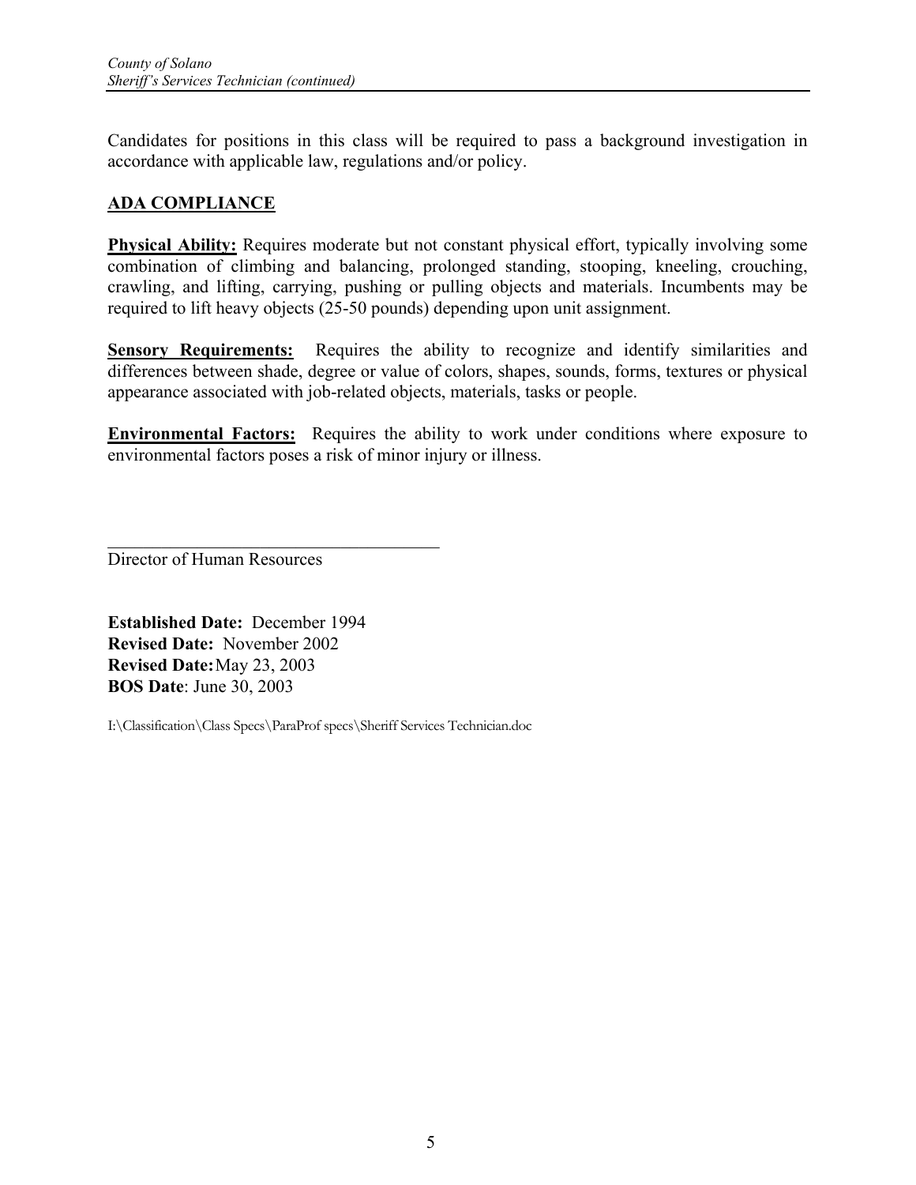Candidates for positions in this class will be required to pass a background investigation in accordance with applicable law, regulations and/or policy.

## ADA COMPLIANCE

**Physical Ability:** Requires moderate but not constant physical effort, typically involving some combination of climbing and balancing, prolonged standing, stooping, kneeling, crouching, crawling, and lifting, carrying, pushing or pulling objects and materials. Incumbents may be required to lift heavy objects (25-50 pounds) depending upon unit assignment.

**Sensory Requirements:** Requires the ability to recognize and identify similarities and differences between shade, degree or value of colors, shapes, sounds, forms, textures or physical appearance associated with job-related objects, materials, tasks or people.

**Environmental Factors:** Requires the ability to work under conditions where exposure to environmental factors poses a risk of minor injury or illness.

\_\_\_\_\_\_\_\_\_\_\_\_\_\_\_\_\_\_\_\_\_\_\_\_\_\_\_\_\_\_\_\_\_\_\_\_\_\_\_\_

Director of Human Resources

**Established Date:** December 1994
**Revised Date:** November 2002
**Revised Date:** May 23, 2003
**BOS Date**: June 30, 2003

I:\Classification\Class Specs\ParaProf specs\Sheriff Services Technician.doc